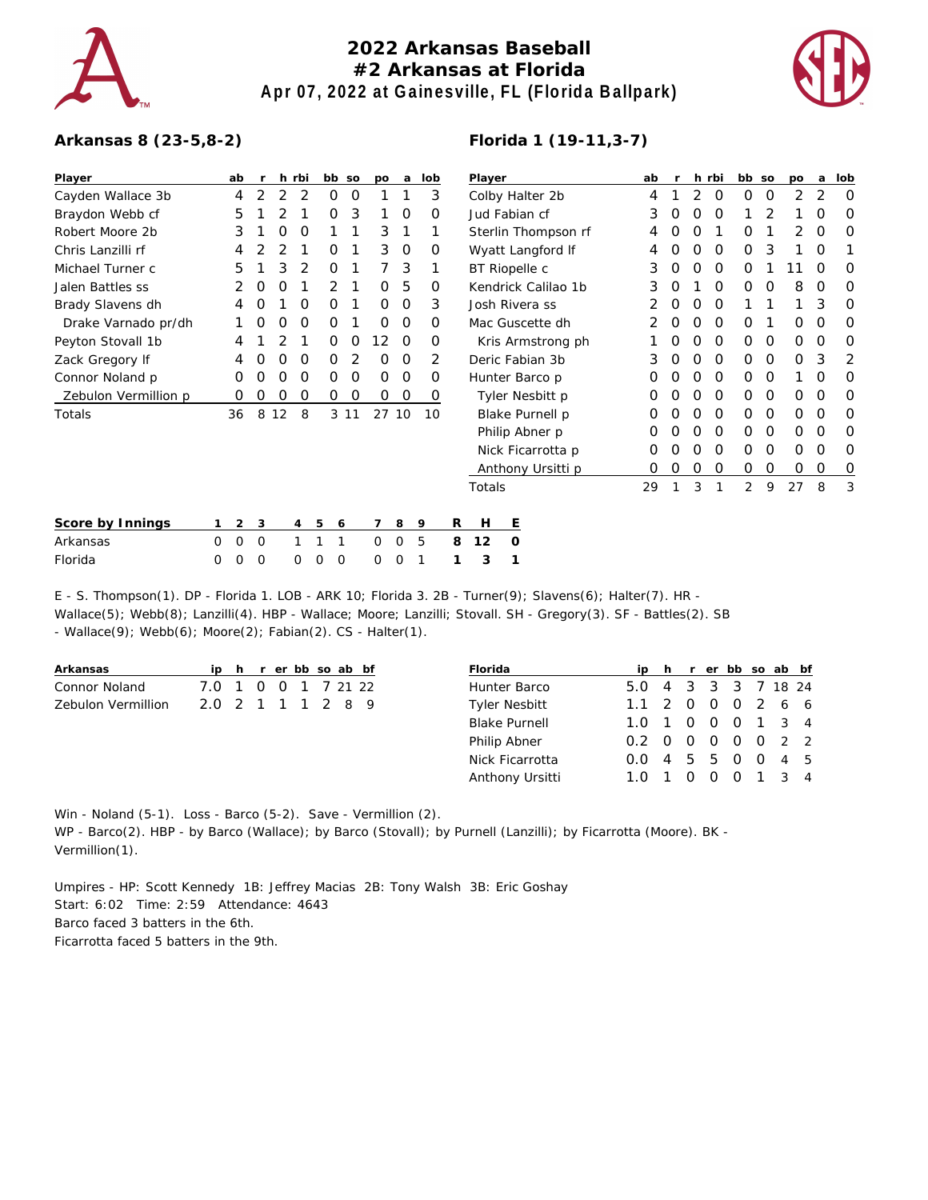# 2022 Arkansas Baseball
## #2 Arkansas at Florida
### Apr 07, 2022 at Gainesville, FL (Florida Ballpark)

**Arkansas 8 (23-5,8-2)**

| Player | ab | r | h | rbi | bb | so | po | a | lob |
|---|---|---|---|---|---|---|---|---|---|
| Cayden Wallace 3b | 4 | 2 | 2 | 2 | 0 | 0 | 1 | 1 | 3 |
| Braydon Webb cf | 5 | 1 | 2 | 1 | 0 | 3 | 1 | 0 | 0 |
| Robert Moore 2b | 3 | 1 | 0 | 0 | 1 | 1 | 3 | 1 | 1 |
| Chris Lanzilli rf | 4 | 2 | 2 | 1 | 0 | 1 | 3 | 0 | 0 |
| Michael Turner c | 5 | 1 | 3 | 2 | 0 | 1 | 7 | 3 | 1 |
| Jalen Battles ss | 2 | 0 | 0 | 1 | 2 | 1 | 0 | 5 | 0 |
| Brady Slavens dh | 4 | 0 | 1 | 0 | 0 | 1 | 0 | 0 | 3 |
| Drake Varnado pr/dh | 1 | 0 | 0 | 0 | 0 | 1 | 0 | 0 | 0 |
| Peyton Stovall 1b | 4 | 1 | 2 | 1 | 0 | 0 | 12 | 0 | 0 |
| Zack Gregory lf | 4 | 0 | 0 | 0 | 0 | 2 | 0 | 0 | 2 |
| Connor Noland p | 0 | 0 | 0 | 0 | 0 | 0 | 0 | 0 | 0 |
| Zebulon Vermillion p | 0 | 0 | 0 | 0 | 0 | 0 | 0 | 0 | 0 |
| Totals | 36 | 8 | 12 | 8 | 3 | 11 | 27 | 10 | 10 |

**Florida 1 (19-11,3-7)**

| Player | ab | r | h | rbi | bb | so | po | a | lob |
|---|---|---|---|---|---|---|---|---|---|
| Colby Halter 2b | 4 | 1 | 2 | 0 | 0 | 0 | 2 | 2 | 0 |
| Jud Fabian cf | 3 | 0 | 0 | 0 | 1 | 2 | 1 | 0 | 0 |
| Sterlin Thompson rf | 4 | 0 | 0 | 1 | 0 | 1 | 2 | 0 | 0 |
| Wyatt Langford lf | 4 | 0 | 0 | 0 | 0 | 3 | 1 | 0 | 1 |
| BT Riopelle c | 3 | 0 | 0 | 0 | 0 | 1 | 11 | 0 | 0 |
| Kendrick Calilao 1b | 3 | 0 | 1 | 0 | 0 | 0 | 8 | 0 | 0 |
| Josh Rivera ss | 2 | 0 | 0 | 0 | 1 | 1 | 1 | 3 | 0 |
| Mac Guscette dh | 2 | 0 | 0 | 0 | 0 | 1 | 0 | 0 | 0 |
| Kris Armstrong ph | 1 | 0 | 0 | 0 | 0 | 0 | 0 | 0 | 0 |
| Deric Fabian 3b | 3 | 0 | 0 | 0 | 0 | 0 | 0 | 3 | 2 |
| Hunter Barco p | 0 | 0 | 0 | 0 | 0 | 0 | 1 | 0 | 0 |
| Tyler Nesbitt p | 0 | 0 | 0 | 0 | 0 | 0 | 0 | 0 | 0 |
| Blake Purnell p | 0 | 0 | 0 | 0 | 0 | 0 | 0 | 0 | 0 |
| Philip Abner p | 0 | 0 | 0 | 0 | 0 | 0 | 0 | 0 | 0 |
| Nick Ficarrotta p | 0 | 0 | 0 | 0 | 0 | 0 | 0 | 0 | 0 |
| Anthony Ursitti p | 0 | 0 | 0 | 0 | 0 | 0 | 0 | 0 | 0 |
| Totals | 29 | 1 | 3 | 1 | 2 | 9 | 27 | 8 | 3 |

| Score by Innings | 1 | 2 | 3 | 4 | 5 | 6 | 7 | 8 | 9 | R | H | E |
|---|---|---|---|---|---|---|---|---|---|---|---|---|
| Arkansas | 0 | 0 | 0 | 1 | 1 | 1 | 0 | 0 | 5 | 8 | 12 | 0 |
| Florida | 0 | 0 | 0 | 0 | 0 | 0 | 0 | 0 | 1 | 1 | 3 | 1 |

E - S. Thompson(1). DP - Florida 1. LOB - ARK 10; Florida 3. 2B - Turner(9); Slavens(6); Halter(7). HR - Wallace(5); Webb(8); Lanzilli(4). HBP - Wallace; Moore; Lanzilli; Stovall. SH - Gregory(3). SF - Battles(2). SB - Wallace(9); Webb(6); Moore(2); Fabian(2). CS - Halter(1).

| Arkansas | ip | h | r | er | bb | so | ab | bf |
|---|---|---|---|---|---|---|---|---|
| Connor Noland | 7.0 | 1 | 0 | 0 | 1 | 7 | 21 | 22 |
| Zebulon Vermillion | 2.0 | 2 | 1 | 1 | 1 | 2 | 8 | 9 |

| Florida | ip | h | r | er | bb | so | ab | bf |
|---|---|---|---|---|---|---|---|---|
| Hunter Barco | 5.0 | 4 | 3 | 3 | 3 | 7 | 18 | 24 |
| Tyler Nesbitt | 1.1 | 2 | 0 | 0 | 0 | 2 | 6 | 6 |
| Blake Purnell | 1.0 | 1 | 0 | 0 | 0 | 1 | 3 | 4 |
| Philip Abner | 0.2 | 0 | 0 | 0 | 0 | 0 | 2 | 2 |
| Nick Ficarrotta | 0.0 | 4 | 5 | 5 | 0 | 0 | 4 | 5 |
| Anthony Ursitti | 1.0 | 1 | 0 | 0 | 0 | 1 | 3 | 4 |

Win - Noland (5-1). Loss - Barco (5-2). Save - Vermillion (2).
WP - Barco(2). HBP - by Barco (Wallace); by Barco (Stovall); by Purnell (Lanzilli); by Ficarrotta (Moore). BK - Vermillion(1).

Umpires - HP: Scott Kennedy 1B: Jeffrey Macias 2B: Tony Walsh 3B: Eric Goshay
Start: 6:02 Time: 2:59 Attendance: 4643
Barco faced 3 batters in the 6th.
Ficarrotta faced 5 batters in the 9th.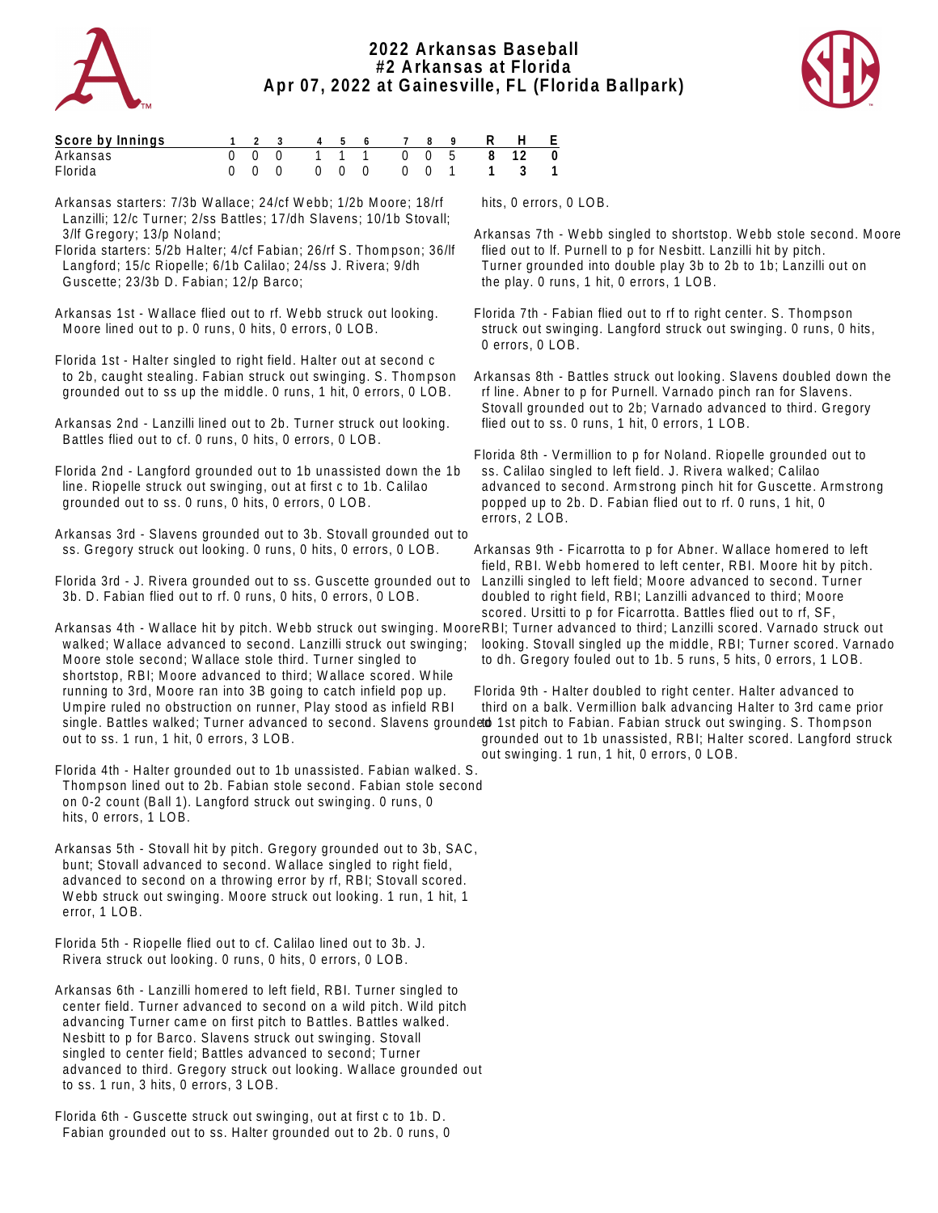# 2022 Arkansas Baseball
## #2 Arkansas at Florida
## Apr 07, 2022 at Gainesville, FL (Florida Ballpark)

| Score by Innings | 1 | 2 | 3 | 4 | 5 | 6 | 7 | 8 | 9 | R | H | E |
|---|---|---|---|---|---|---|---|---|---|---|---|---|
| Arkansas | 0 | 0 | 0 | 1 | 1 | 1 | 0 | 0 | 5 | **8** | **12** | **0** |
| Florida | 0 | 0 | 0 | 0 | 0 | 0 | 0 | 0 | 1 | **1** | **3** | **1** |

Arkansas starters: 7/3b Wallace; 24/cf Webb; 1/2b Moore; 18/rf Lanzilli; 12/c Turner; 2/ss Battles; 17/dh Slavens; 10/1b Stovall; 3/lf Gregory; 13/p Noland;

Florida starters: 5/2b Halter; 4/cf Fabian; 26/rf S. Thompson; 36/lf Langford; 15/c Riopelle; 6/1b Calilao; 24/ss J. Rivera; 9/dh Guscette; 23/3b D. Fabian; 12/p Barco;

Arkansas 1st - Wallace flied out to rf. Webb struck out looking. Moore lined out to p. 0 runs, 0 hits, 0 errors, 0 LOB.

Florida 1st - Halter singled to right field. Halter out at second c to 2b, caught stealing. Fabian struck out swinging. S. Thompson grounded out to ss up the middle. 0 runs, 1 hit, 0 errors, 0 LOB.

Arkansas 2nd - Lanzilli lined out to 2b. Turner struck out looking. Battles flied out to cf. 0 runs, 0 hits, 0 errors, 0 LOB.

Florida 2nd - Langford grounded out to 1b unassisted down the 1b line. Riopelle struck out swinging, out at first c to 1b. Calilao grounded out to ss. 0 runs, 0 hits, 0 errors, 0 LOB.

Arkansas 3rd - Slavens grounded out to 3b. Stovall grounded out to ss. Gregory struck out looking. 0 runs, 0 hits, 0 errors, 0 LOB.

Florida 3rd - J. Rivera grounded out to ss. Guscette grounded out to 3b. D. Fabian flied out to rf. 0 runs, 0 hits, 0 errors, 0 LOB.

Arkansas 4th - Wallace hit by pitch. Webb struck out swinging. Moore walked; Wallace advanced to second. Lanzilli struck out swinging; Moore stole second; Wallace stole third. Turner singled to shortstop, RBI; Moore advanced to third; Wallace scored. While running to 3rd, Moore ran into 3B going to catch infield pop up. Umpire ruled no obstruction on runner, Play stood as infield RBI single. Battles walked; Turner advanced to second. Slavens grounded out to ss. 1 run, 1 hit, 0 errors, 3 LOB.

Florida 4th - Halter grounded out to 1b unassisted. Fabian walked. S. Thompson lined out to 2b. Fabian stole second. Fabian stole second on 0-2 count (Ball 1). Langford struck out swinging. 0 runs, 0 hits, 0 errors, 1 LOB.

Arkansas 5th - Stovall hit by pitch. Gregory grounded out to 3b, SAC, bunt; Stovall advanced to second. Wallace singled to right field, advanced to second on a throwing error by rf, RBI; Stovall scored. Webb struck out swinging. Moore struck out looking. 1 run, 1 hit, 1 error, 1 LOB.

Florida 5th - Riopelle flied out to cf. Calilao lined out to 3b. J. Rivera struck out looking. 0 runs, 0 hits, 0 errors, 0 LOB.

Arkansas 6th - Lanzilli homered to left field, RBI. Turner singled to center field. Turner advanced to second on a wild pitch. Wild pitch advancing Turner came on first pitch to Battles. Battles walked. Nesbitt to p for Barco. Slavens struck out swinging. Stovall singled to center field; Battles advanced to second; Turner advanced to third. Gregory struck out looking. Wallace grounded out to ss. 1 run, 3 hits, 0 errors, 3 LOB.

Florida 6th - Guscette struck out swinging, out at first c to 1b. D. Fabian grounded out to ss. Halter grounded out to 2b. 0 runs, 0 hits, 0 errors, 0 LOB.

Arkansas 7th - Webb singled to shortstop. Webb stole second. Moore flied out to lf. Purnell to p for Nesbitt. Lanzilli hit by pitch. Turner grounded into double play 3b to 2b to 1b; Lanzilli out on the play. 0 runs, 1 hit, 0 errors, 1 LOB.

Florida 7th - Fabian flied out to rf to right center. S. Thompson struck out swinging. Langford struck out swinging. 0 runs, 0 hits, 0 errors, 0 LOB.

Arkansas 8th - Battles struck out looking. Slavens doubled down the rf line. Abner to p for Purnell. Varnado pinch ran for Slavens. Stovall grounded out to 2b; Varnado advanced to third. Gregory flied out to ss. 0 runs, 1 hit, 0 errors, 1 LOB.

Florida 8th - Vermillion to p for Noland. Riopelle grounded out to ss. Calilao singled to left field. J. Rivera walked; Calilao advanced to second. Armstrong pinch hit for Guscette. Armstrong popped up to 2b. D. Fabian flied out to rf. 0 runs, 1 hit, 0 errors, 2 LOB.

Arkansas 9th - Ficarrotta to p for Abner. Wallace homered to left field, RBI. Webb homered to left center, RBI. Moore hit by pitch. Lanzilli singled to left field; Moore advanced to second. Turner doubled to right field, RBI; Lanzilli advanced to third; Moore scored. Ursitti to p for Ficarrotta. Battles flied out to rf, SF, RBI; Turner advanced to third; Lanzilli scored. Varnado struck out looking. Stovall singled up the middle, RBI; Turner scored. Varnado to dh. Gregory fouled out to 1b. 5 runs, 5 hits, 0 errors, 1 LOB.

Florida 9th - Halter doubled to right center. Halter advanced to third on a balk. Vermillion balk advancing Halter to 3rd came prior to 1st pitch to Fabian. Fabian struck out swinging. S. Thompson grounded out to 1b unassisted, RBI; Halter scored. Langford struck out swinging. 1 run, 1 hit, 0 errors, 0 LOB.